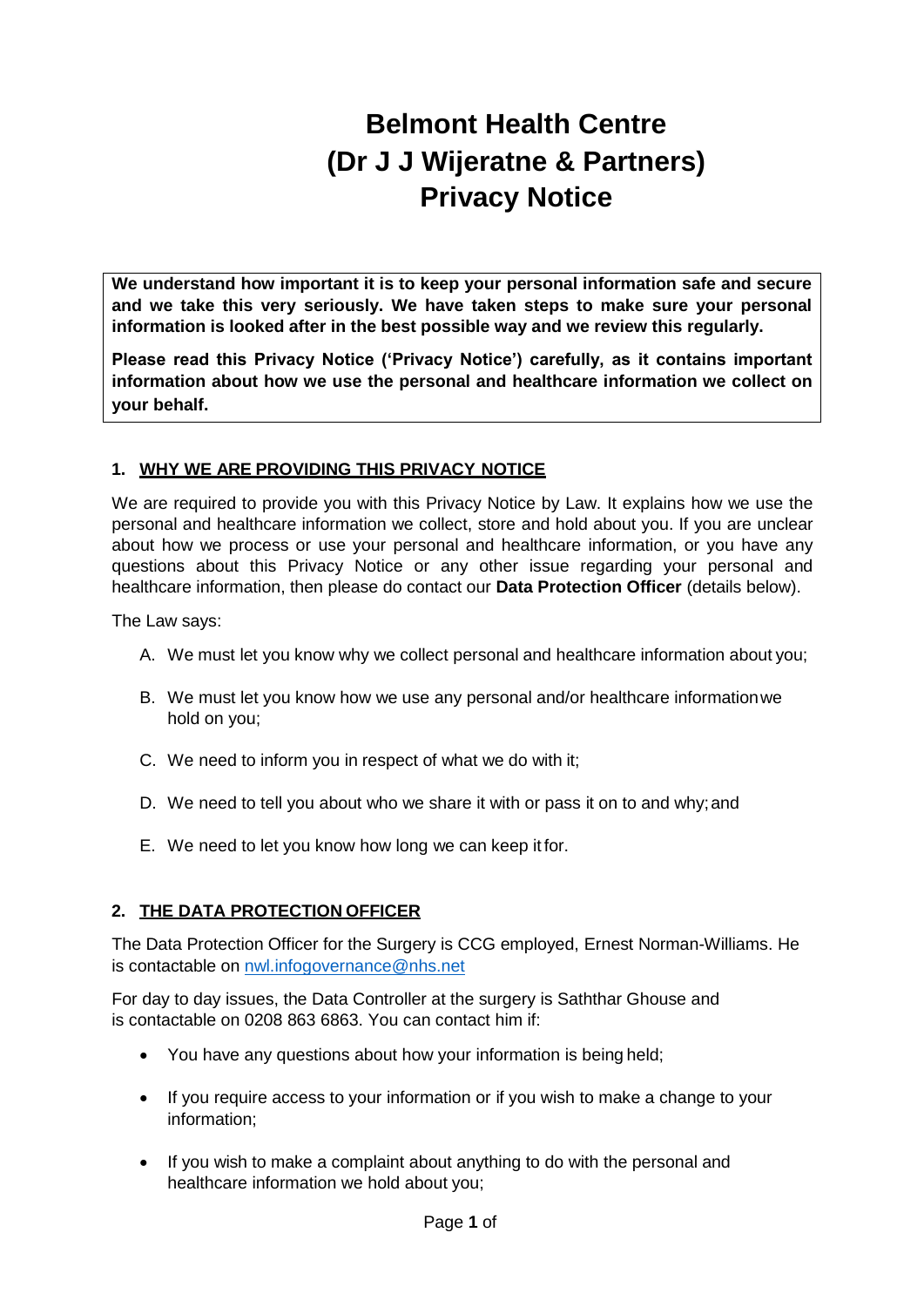# Belmont Health Centre
# (Dr J J Wijeratne & Partners)
# Privacy Notice

**We understand how important it is to keep your personal information safe and secure and we take this very seriously. We have taken steps to make sure your personal information is looked after in the best possible way and we review this regularly.**

**Please read this Privacy Notice ('Privacy Notice') carefully, as it contains important information about how we use the personal and healthcare information we collect on your behalf.**

## 1. WHY WE ARE PROVIDING THIS PRIVACY NOTICE

We are required to provide you with this Privacy Notice by Law. It explains how we use the personal and healthcare information we collect, store and hold about you. If you are unclear about how we process or use your personal and healthcare information, or you have any questions about this Privacy Notice or any other issue regarding your personal and healthcare information, then please do contact our **Data Protection Officer** (details below).

The Law says:

A. We must let you know why we collect personal and healthcare information about you;

B. We must let you know how we use any personal and/or healthcare information we hold on you;

C. We need to inform you in respect of what we do with it;

D. We need to tell you about who we share it with or pass it on to and why; and

E. We need to let you know how long we can keep it for.

## 2. THE DATA PROTECTION OFFICER

The Data Protection Officer for the Surgery is CCG employed, Ernest Norman-Williams. He is contactable on nwl.infogovernance@nhs.net

For day to day issues, the Data Controller at the surgery is Saththar Ghouse and is contactable on 0208 863 6863. You can contact him if:

- You have any questions about how your information is being held;
- If you require access to your information or if you wish to make a change to your information;
- If you wish to make a complaint about anything to do with the personal and healthcare information we hold about you;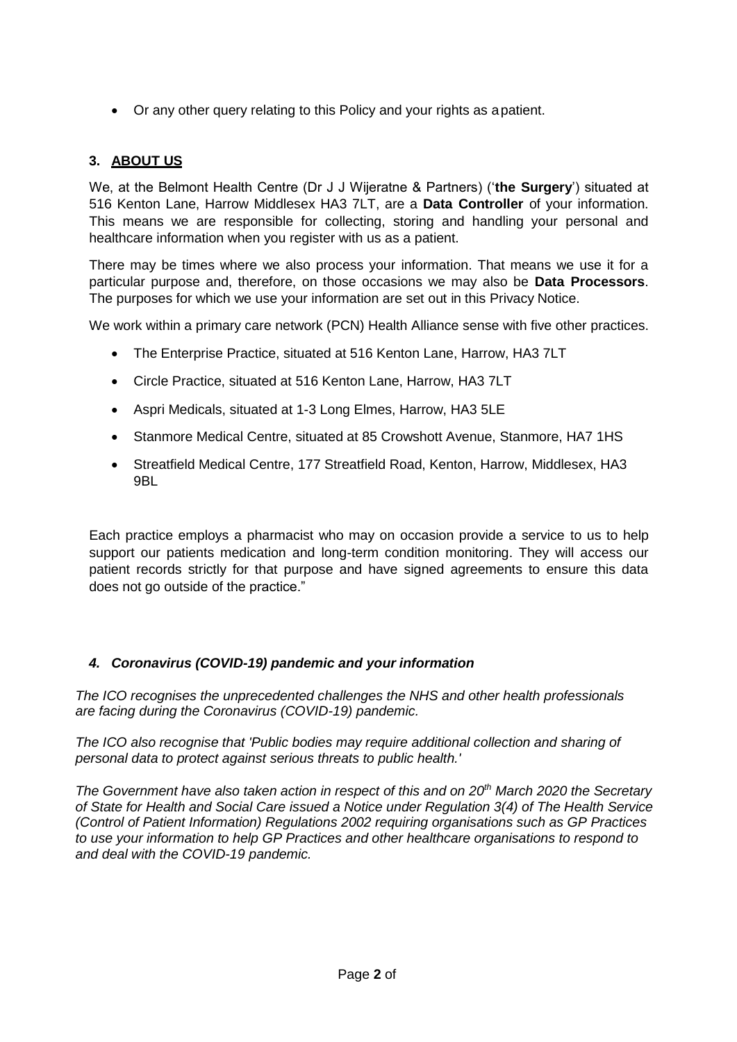- Or any other query relating to this Policy and your rights as a patient.

## 3. ABOUT US

We, at the Belmont Health Centre (Dr J J Wijeratne & Partners) ('**the Surgery**') situated at 516 Kenton Lane, Harrow Middlesex HA3 7LT, are a **Data Controller** of your information. This means we are responsible for collecting, storing and handling your personal and healthcare information when you register with us as a patient.

There may be times where we also process your information. That means we use it for a particular purpose and, therefore, on those occasions we may also be **Data Processors**. The purposes for which we use your information are set out in this Privacy Notice.

We work within a primary care network (PCN) Health Alliance sense with five other practices.

- The Enterprise Practice, situated at 516 Kenton Lane, Harrow, HA3 7LT
- Circle Practice, situated at 516 Kenton Lane, Harrow, HA3 7LT
- Aspri Medicals, situated at 1-3 Long Elmes, Harrow, HA3 5LE
- Stanmore Medical Centre, situated at 85 Crowshott Avenue, Stanmore, HA7 1HS
- Streatfield Medical Centre, 177 Streatfield Road, Kenton, Harrow, Middlesex, HA3 9BL

Each practice employs a pharmacist who may on occasion provide a service to us to help support our patients medication and long-term condition monitoring. They will access our patient records strictly for that purpose and have signed agreements to ensure this data does not go outside of the practice."

## *4. Coronavirus (COVID-19) pandemic and your information*

*The ICO recognises the unprecedented challenges the NHS and other health professionals are facing during the Coronavirus (COVID-19) pandemic.*

*The ICO also recognise that 'Public bodies may require additional collection and sharing of personal data to protect against serious threats to public health.'*

*The Government have also taken action in respect of this and on 20th March 2020 the Secretary of State for Health and Social Care issued a Notice under Regulation 3(4) of The Health Service (Control of Patient Information) Regulations 2002 requiring organisations such as GP Practices to use your information to help GP Practices and other healthcare organisations to respond to and deal with the COVID-19 pandemic.*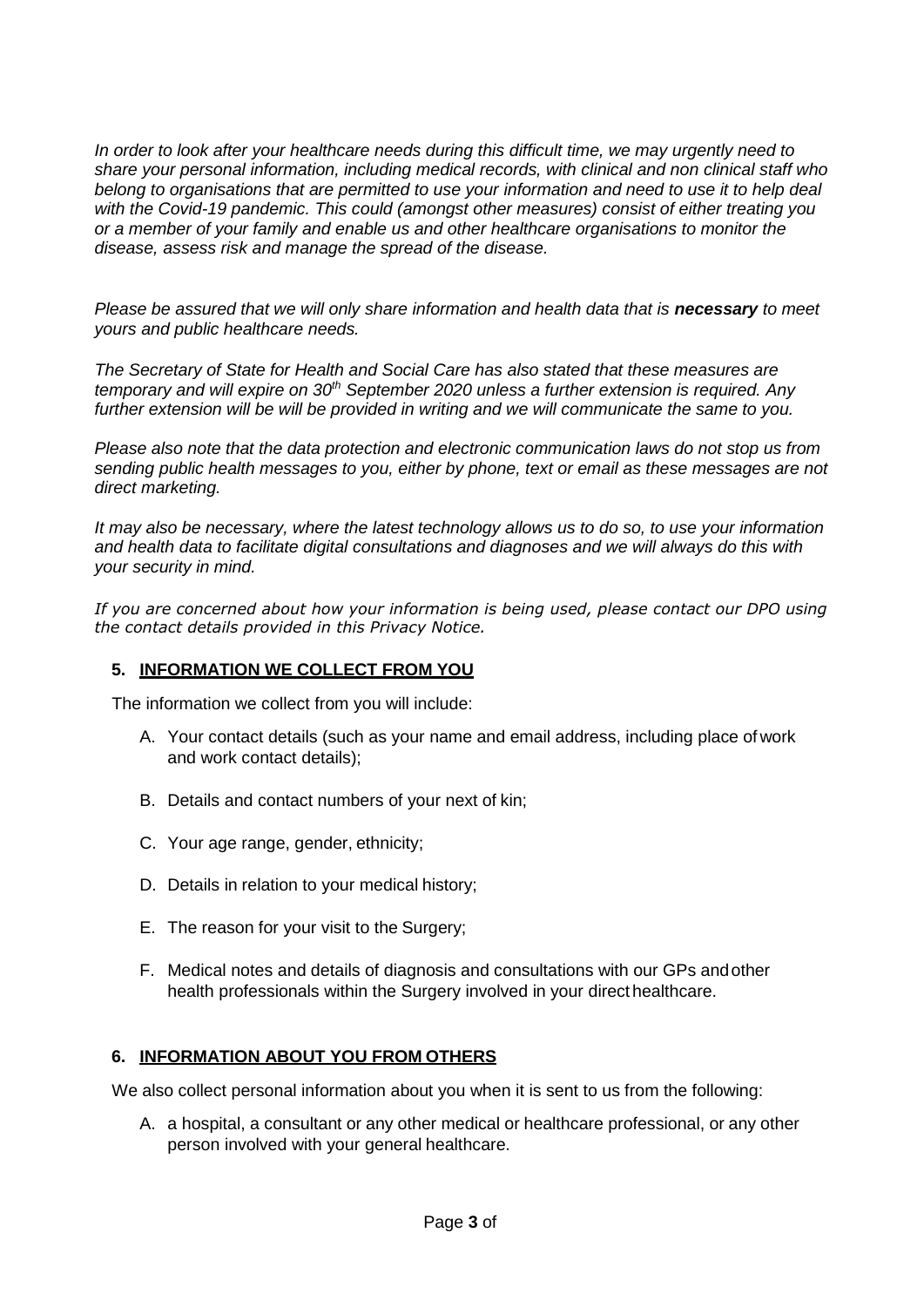*In order to look after your healthcare needs during this difficult time, we may urgently need to share your personal information, including medical records, with clinical and non clinical staff who belong to organisations that are permitted to use your information and need to use it to help deal with the Covid-19 pandemic. This could (amongst other measures) consist of either treating you or a member of your family and enable us and other healthcare organisations to monitor the disease, assess risk and manage the spread of the disease.*

*Please be assured that we will only share information and health data that is* ***necessary*** *to meet yours and public healthcare needs.*

*The Secretary of State for Health and Social Care has also stated that these measures are temporary and will expire on 30th September 2020 unless a further extension is required. Any further extension will be will be provided in writing and we will communicate the same to you.*

*Please also note that the data protection and electronic communication laws do not stop us from sending public health messages to you, either by phone, text or email as these messages are not direct marketing.*

*It may also be necessary, where the latest technology allows us to do so, to use your information and health data to facilitate digital consultations and diagnoses and we will always do this with your security in mind.*

*If you are concerned about how your information is being used, please contact our DPO using the contact details provided in this Privacy Notice.*

## 5. INFORMATION WE COLLECT FROM YOU

The information we collect from you will include:

A. Your contact details (such as your name and email address, including place of work and work contact details);

B. Details and contact numbers of your next of kin;

C. Your age range, gender, ethnicity;

D. Details in relation to your medical history;

E. The reason for your visit to the Surgery;

F. Medical notes and details of diagnosis and consultations with our GPs and other health professionals within the Surgery involved in your direct healthcare.

## 6. INFORMATION ABOUT YOU FROM OTHERS

We also collect personal information about you when it is sent to us from the following:

A. a hospital, a consultant or any other medical or healthcare professional, or any other person involved with your general healthcare.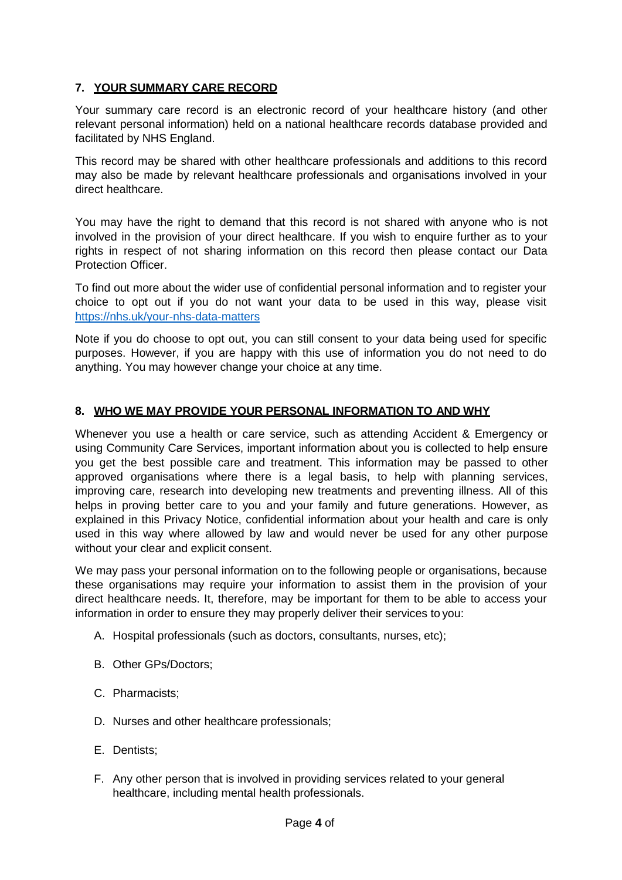## 7. YOUR SUMMARY CARE RECORD

Your summary care record is an electronic record of your healthcare history (and other relevant personal information) held on a national healthcare records database provided and facilitated by NHS England.

This record may be shared with other healthcare professionals and additions to this record may also be made by relevant healthcare professionals and organisations involved in your direct healthcare.

You may have the right to demand that this record is not shared with anyone who is not involved in the provision of your direct healthcare. If you wish to enquire further as to your rights in respect of not sharing information on this record then please contact our Data Protection Officer.

To find out more about the wider use of confidential personal information and to register your choice to opt out if you do not want your data to be used in this way, please visit https://nhs.uk/your-nhs-data-matters

Note if you do choose to opt out, you can still consent to your data being used for specific purposes. However, if you are happy with this use of information you do not need to do anything. You may however change your choice at any time.

## 8. WHO WE MAY PROVIDE YOUR PERSONAL INFORMATION TO AND WHY

Whenever you use a health or care service, such as attending Accident & Emergency or using Community Care Services, important information about you is collected to help ensure you get the best possible care and treatment. This information may be passed to other approved organisations where there is a legal basis, to help with planning services, improving care, research into developing new treatments and preventing illness. All of this helps in proving better care to you and your family and future generations. However, as explained in this Privacy Notice, confidential information about your health and care is only used in this way where allowed by law and would never be used for any other purpose without your clear and explicit consent.

We may pass your personal information on to the following people or organisations, because these organisations may require your information to assist them in the provision of your direct healthcare needs. It, therefore, may be important for them to be able to access your information in order to ensure they may properly deliver their services to you:

A. Hospital professionals (such as doctors, consultants, nurses, etc);

B. Other GPs/Doctors;

C. Pharmacists;

D. Nurses and other healthcare professionals;

E. Dentists;

F. Any other person that is involved in providing services related to your general healthcare, including mental health professionals.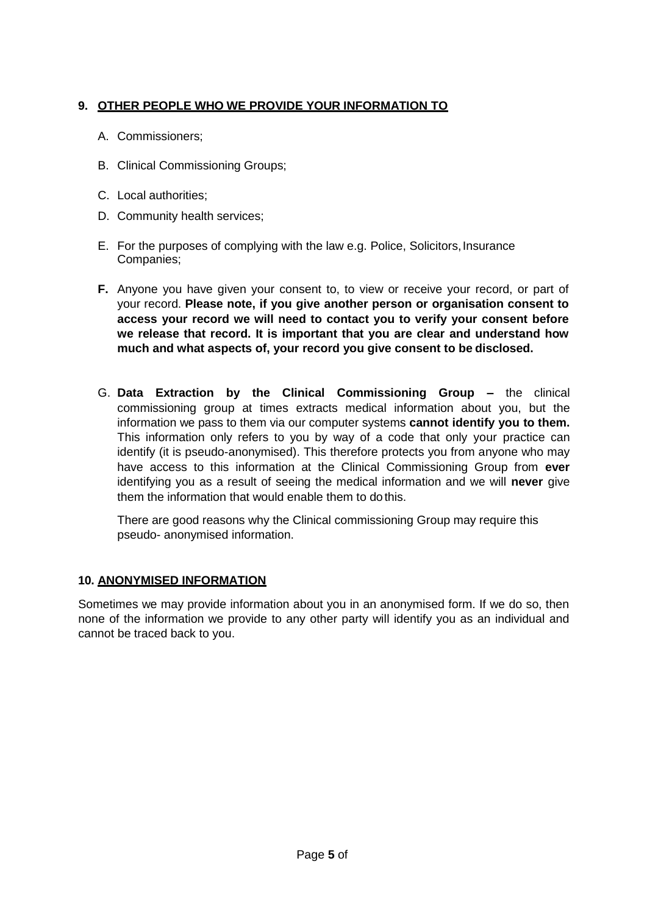## 9. OTHER PEOPLE WHO WE PROVIDE YOUR INFORMATION TO

A. Commissioners;

B. Clinical Commissioning Groups;

C. Local authorities;

D. Community health services;

E. For the purposes of complying with the law e.g. Police, Solicitors, Insurance Companies;

**F.** Anyone you have given your consent to, to view or receive your record, or part of your record. **Please note, if you give another person or organisation consent to access your record we will need to contact you to verify your consent before we release that record. It is important that you are clear and understand how much and what aspects of, your record you give consent to be disclosed.**

G. **Data Extraction by the Clinical Commissioning Group –** the clinical commissioning group at times extracts medical information about you, but the information we pass to them via our computer systems **cannot identify you to them.** This information only refers to you by way of a code that only your practice can identify (it is pseudo-anonymised). This therefore protects you from anyone who may have access to this information at the Clinical Commissioning Group from **ever** identifying you as a result of seeing the medical information and we will **never** give them the information that would enable them to do this.

There are good reasons why the Clinical commissioning Group may require this pseudo- anonymised information.

## 10. ANONYMISED INFORMATION

Sometimes we may provide information about you in an anonymised form. If we do so, then none of the information we provide to any other party will identify you as an individual and cannot be traced back to you.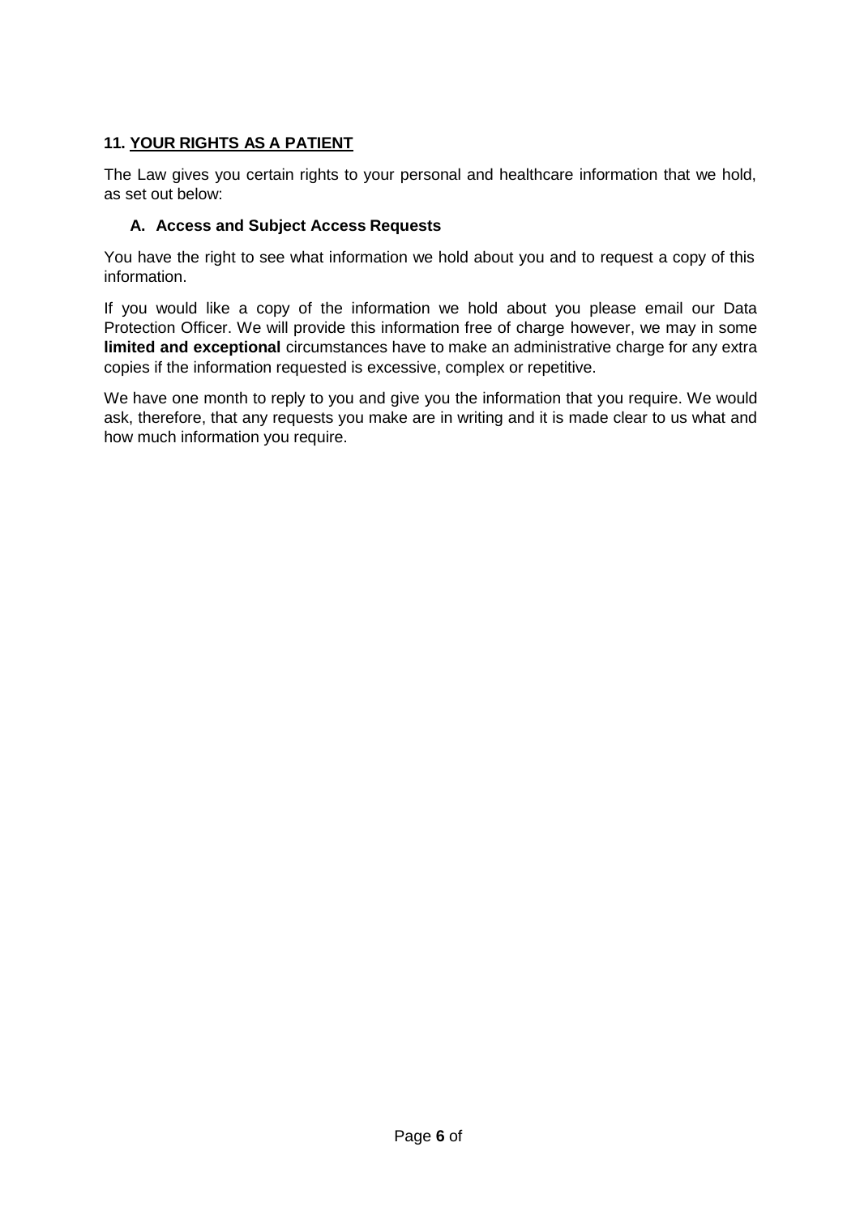## 11. YOUR RIGHTS AS A PATIENT

The Law gives you certain rights to your personal and healthcare information that we hold, as set out below:

### A. Access and Subject Access Requests

You have the right to see what information we hold about you and to request a copy of this information.

If you would like a copy of the information we hold about you please email our Data Protection Officer. We will provide this information free of charge however, we may in some **limited and exceptional** circumstances have to make an administrative charge for any extra copies if the information requested is excessive, complex or repetitive.

We have one month to reply to you and give you the information that you require. We would ask, therefore, that any requests you make are in writing and it is made clear to us what and how much information you require.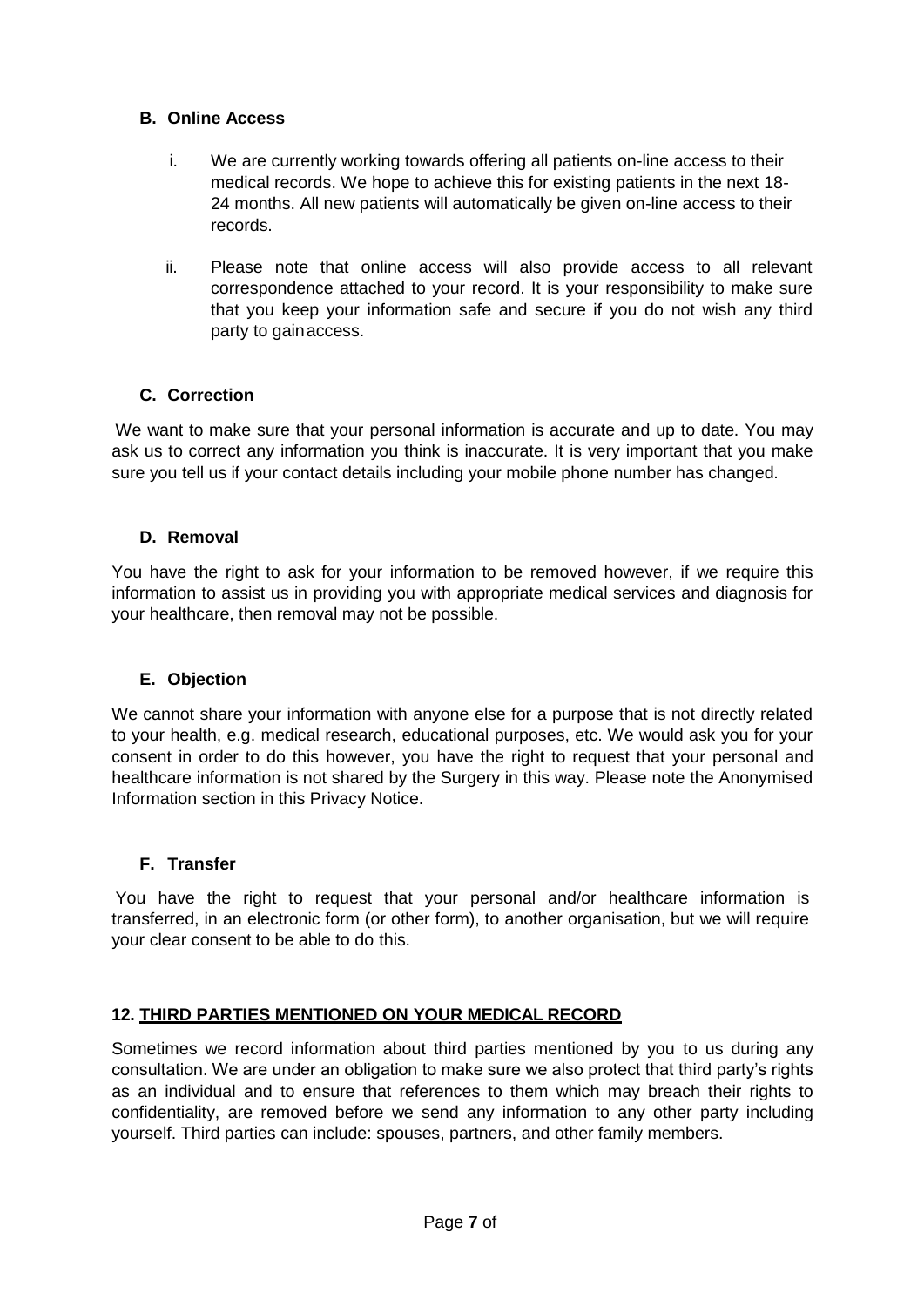### B. Online Access

i. We are currently working towards offering all patients on-line access to their medical records. We hope to achieve this for existing patients in the next 18-24 months. All new patients will automatically be given on-line access to their records.

ii. Please note that online access will also provide access to all relevant correspondence attached to your record. It is your responsibility to make sure that you keep your information safe and secure if you do not wish any third party to gain access.

### C. Correction

We want to make sure that your personal information is accurate and up to date. You may ask us to correct any information you think is inaccurate. It is very important that you make sure you tell us if your contact details including your mobile phone number has changed.

### D. Removal

You have the right to ask for your information to be removed however, if we require this information to assist us in providing you with appropriate medical services and diagnosis for your healthcare, then removal may not be possible.

### E. Objection

We cannot share your information with anyone else for a purpose that is not directly related to your health, e.g. medical research, educational purposes, etc. We would ask you for your consent in order to do this however, you have the right to request that your personal and healthcare information is not shared by the Surgery in this way. Please note the Anonymised Information section in this Privacy Notice.

### F. Transfer

You have the right to request that your personal and/or healthcare information is transferred, in an electronic form (or other form), to another organisation, but we will require your clear consent to be able to do this.

## 12. THIRD PARTIES MENTIONED ON YOUR MEDICAL RECORD

Sometimes we record information about third parties mentioned by you to us during any consultation. We are under an obligation to make sure we also protect that third party's rights as an individual and to ensure that references to them which may breach their rights to confidentiality, are removed before we send any information to any other party including yourself. Third parties can include: spouses, partners, and other family members.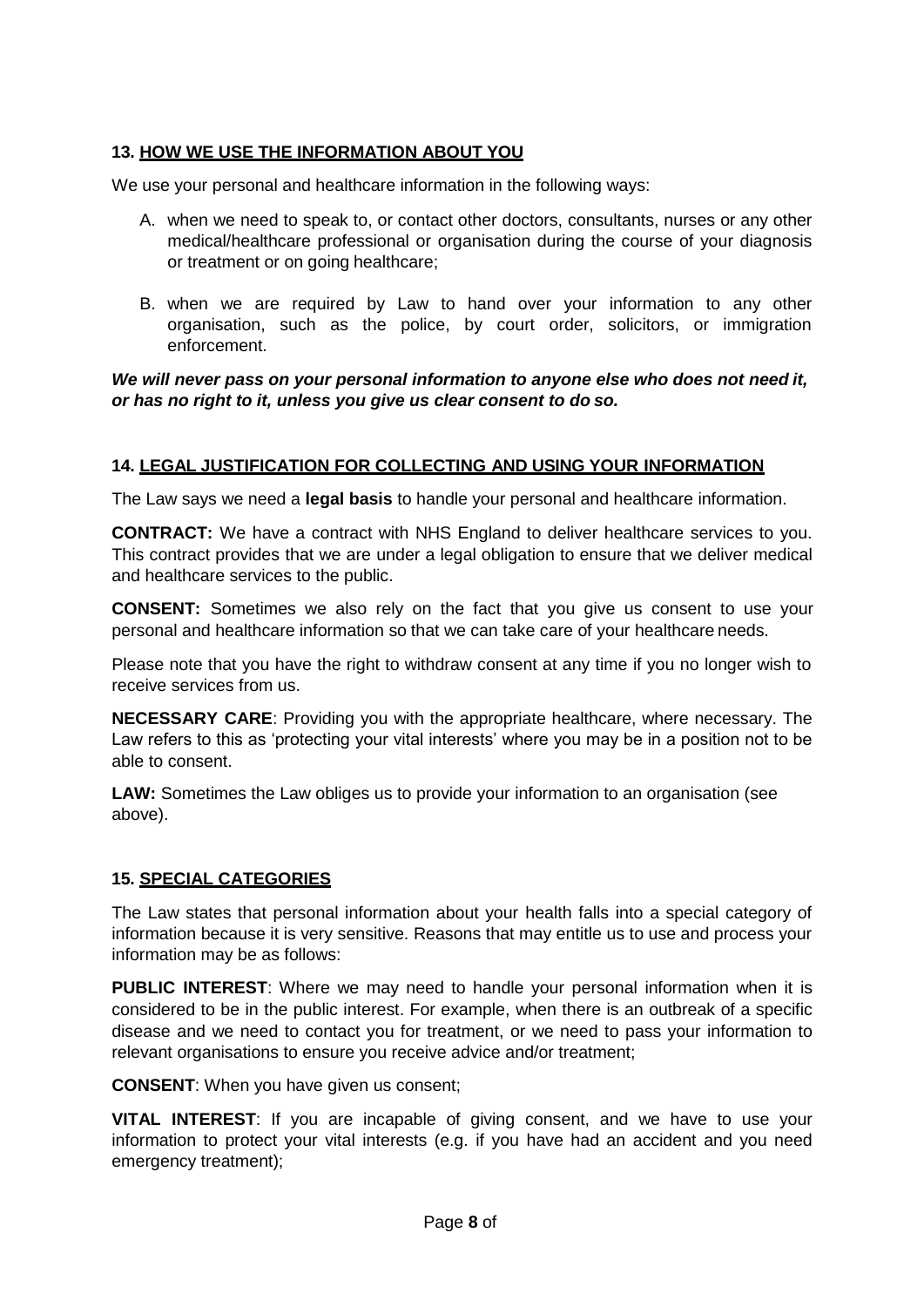### 13. <u>HOW WE USE THE INFORMATION ABOUT YOU</u>

We use your personal and healthcare information in the following ways:

A. when we need to speak to, or contact other doctors, consultants, nurses or any other medical/healthcare professional or organisation during the course of your diagnosis or treatment or on going healthcare;

B. when we are required by Law to hand over your information to any other organisation, such as the police, by court order, solicitors, or immigration enforcement.

***We will never pass on your personal information to anyone else who does not need it, or has no right to it, unless you give us clear consent to do so.***

### 14. <u>LEGAL JUSTIFICATION FOR COLLECTING AND USING YOUR INFORMATION</u>

The Law says we need a **legal basis** to handle your personal and healthcare information.

**CONTRACT:** We have a contract with NHS England to deliver healthcare services to you. This contract provides that we are under a legal obligation to ensure that we deliver medical and healthcare services to the public.

**CONSENT:** Sometimes we also rely on the fact that you give us consent to use your personal and healthcare information so that we can take care of your healthcare needs.

Please note that you have the right to withdraw consent at any time if you no longer wish to receive services from us.

**NECESSARY CARE**: Providing you with the appropriate healthcare, where necessary. The Law refers to this as 'protecting your vital interests' where you may be in a position not to be able to consent.

**LAW:** Sometimes the Law obliges us to provide your information to an organisation (see above).

### 15. <u>SPECIAL CATEGORIES</u>

The Law states that personal information about your health falls into a special category of information because it is very sensitive. Reasons that may entitle us to use and process your information may be as follows:

**PUBLIC INTEREST**: Where we may need to handle your personal information when it is considered to be in the public interest. For example, when there is an outbreak of a specific disease and we need to contact you for treatment, or we need to pass your information to relevant organisations to ensure you receive advice and/or treatment;

**CONSENT**: When you have given us consent;

**VITAL INTEREST**: If you are incapable of giving consent, and we have to use your information to protect your vital interests (e.g. if you have had an accident and you need emergency treatment);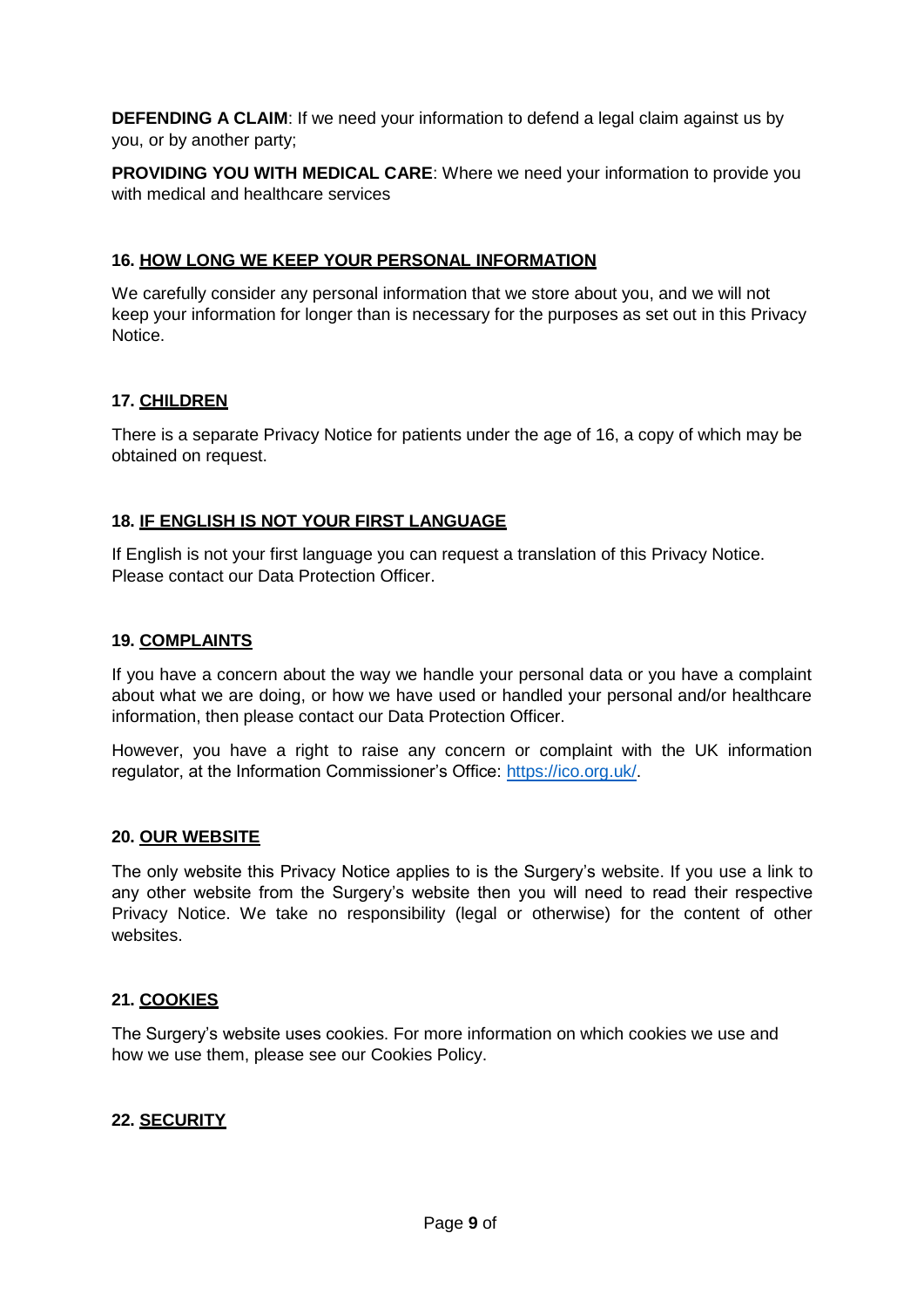**DEFENDING A CLAIM**: If we need your information to defend a legal claim against us by you, or by another party;

**PROVIDING YOU WITH MEDICAL CARE**: Where we need your information to provide you with medical and healthcare services

## 16. HOW LONG WE KEEP YOUR PERSONAL INFORMATION

We carefully consider any personal information that we store about you, and we will not keep your information for longer than is necessary for the purposes as set out in this Privacy Notice.

## 17. CHILDREN

There is a separate Privacy Notice for patients under the age of 16, a copy of which may be obtained on request.

## 18. IF ENGLISH IS NOT YOUR FIRST LANGUAGE

If English is not your first language you can request a translation of this Privacy Notice. Please contact our Data Protection Officer.

## 19. COMPLAINTS

If you have a concern about the way we handle your personal data or you have a complaint about what we are doing, or how we have used or handled your personal and/or healthcare information, then please contact our Data Protection Officer.

However, you have a right to raise any concern or complaint with the UK information regulator, at the Information Commissioner's Office: https://ico.org.uk/.

## 20. OUR WEBSITE

The only website this Privacy Notice applies to is the Surgery's website. If you use a link to any other website from the Surgery's website then you will need to read their respective Privacy Notice. We take no responsibility (legal or otherwise) for the content of other websites.

## 21. COOKIES

The Surgery's website uses cookies. For more information on which cookies we use and how we use them, please see our Cookies Policy.

## 22. SECURITY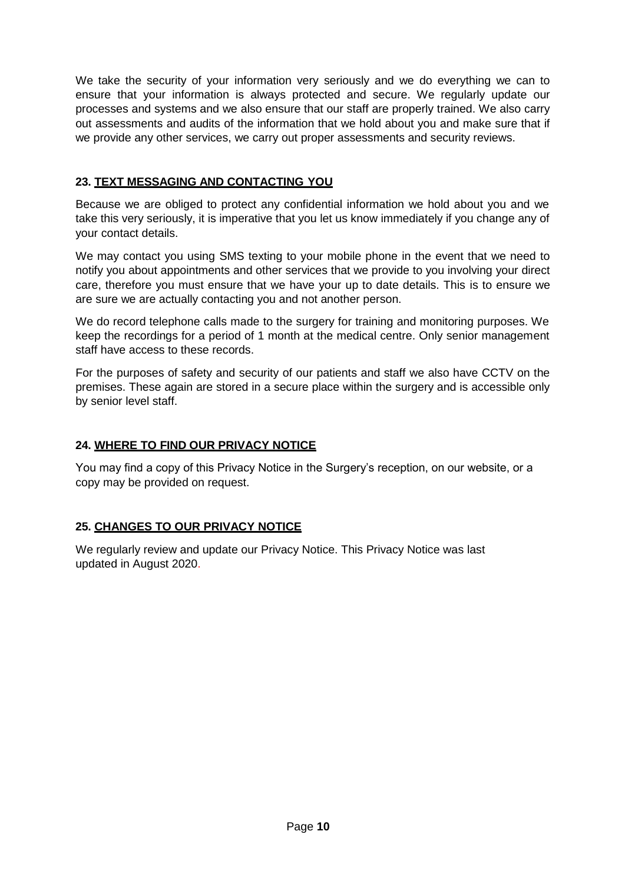We take the security of your information very seriously and we do everything we can to ensure that your information is always protected and secure. We regularly update our processes and systems and we also ensure that our staff are properly trained. We also carry out assessments and audits of the information that we hold about you and make sure that if we provide any other services, we carry out proper assessments and security reviews.

## 23. TEXT MESSAGING AND CONTACTING YOU

Because we are obliged to protect any confidential information we hold about you and we take this very seriously, it is imperative that you let us know immediately if you change any of your contact details.

We may contact you using SMS texting to your mobile phone in the event that we need to notify you about appointments and other services that we provide to you involving your direct care, therefore you must ensure that we have your up to date details. This is to ensure we are sure we are actually contacting you and not another person.

We do record telephone calls made to the surgery for training and monitoring purposes. We keep the recordings for a period of 1 month at the medical centre. Only senior management staff have access to these records.

For the purposes of safety and security of our patients and staff we also have CCTV on the premises. These again are stored in a secure place within the surgery and is accessible only by senior level staff.

## 24. WHERE TO FIND OUR PRIVACY NOTICE

You may find a copy of this Privacy Notice in the Surgery's reception, on our website, or a copy may be provided on request.

## 25. CHANGES TO OUR PRIVACY NOTICE

We regularly review and update our Privacy Notice. This Privacy Notice was last updated in August 2020.